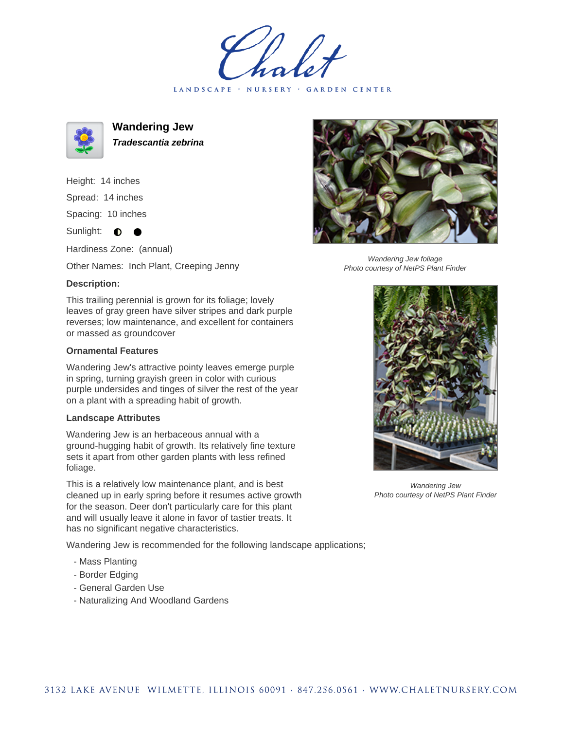# Wandering Jew

***Tradescantia zebrina***

Height: 14 inches

Spread: 14 inches

Spacing: 10 inches

Sunlight: ◐ ●

Hardiness Zone: (annual)

Other Names: Inch Plant, Creeping Jenny

### Description:

This trailing perennial is grown for its foliage; lovely leaves of gray green have silver stripes and dark purple reverses; low maintenance, and excellent for containers or massed as groundcover

#### Ornamental Features

Wandering Jew's attractive pointy leaves emerge purple in spring, turning grayish green in color with curious purple undersides and tinges of silver the rest of the year on a plant with a spreading habit of growth.

#### Landscape Attributes

Wandering Jew is an herbaceous annual with a ground-hugging habit of growth. Its relatively fine texture sets it apart from other garden plants with less refined foliage.

This is a relatively low maintenance plant, and is best cleaned up in early spring before it resumes active growth for the season. Deer don't particularly care for this plant and will usually leave it alone in favor of tastier treats. It has no significant negative characteristics.

Wandering Jew is recommended for the following landscape applications;

- Mass Planting
- Border Edging
- General Garden Use
- Naturalizing And Woodland Gardens

*Wandering Jew foliage*
*Photo courtesy of NetPS Plant Finder*

*Wandering Jew*
*Photo courtesy of NetPS Plant Finder*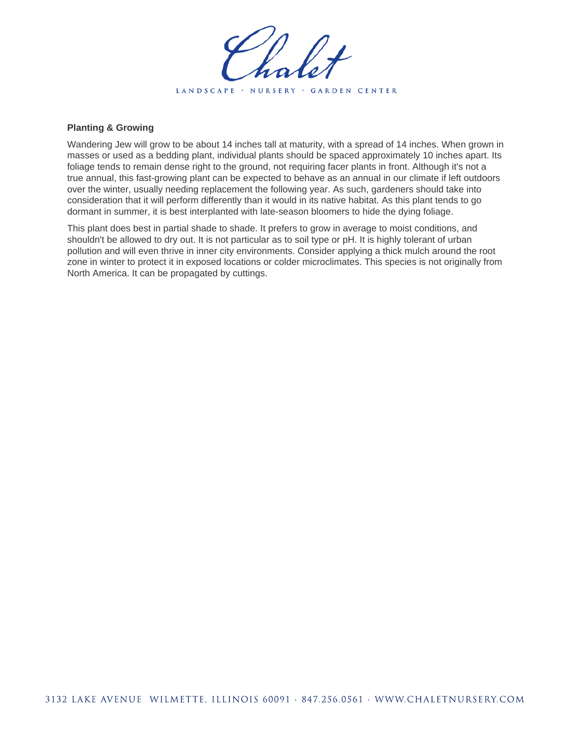**Planting & Growing**

Wandering Jew will grow to be about 14 inches tall at maturity, with a spread of 14 inches. When grown in masses or used as a bedding plant, individual plants should be spaced approximately 10 inches apart. Its foliage tends to remain dense right to the ground, not requiring facer plants in front. Although it's not a true annual, this fast-growing plant can be expected to behave as an annual in our climate if left outdoors over the winter, usually needing replacement the following year. As such, gardeners should take into consideration that it will perform differently than it would in its native habitat. As this plant tends to go dormant in summer, it is best interplanted with late-season bloomers to hide the dying foliage.

This plant does best in partial shade to shade. It prefers to grow in average to moist conditions, and shouldn't be allowed to dry out. It is not particular as to soil type or pH. It is highly tolerant of urban pollution and will even thrive in inner city environments. Consider applying a thick mulch around the root zone in winter to protect it in exposed locations or colder microclimates. This species is not originally from North America. It can be propagated by cuttings.